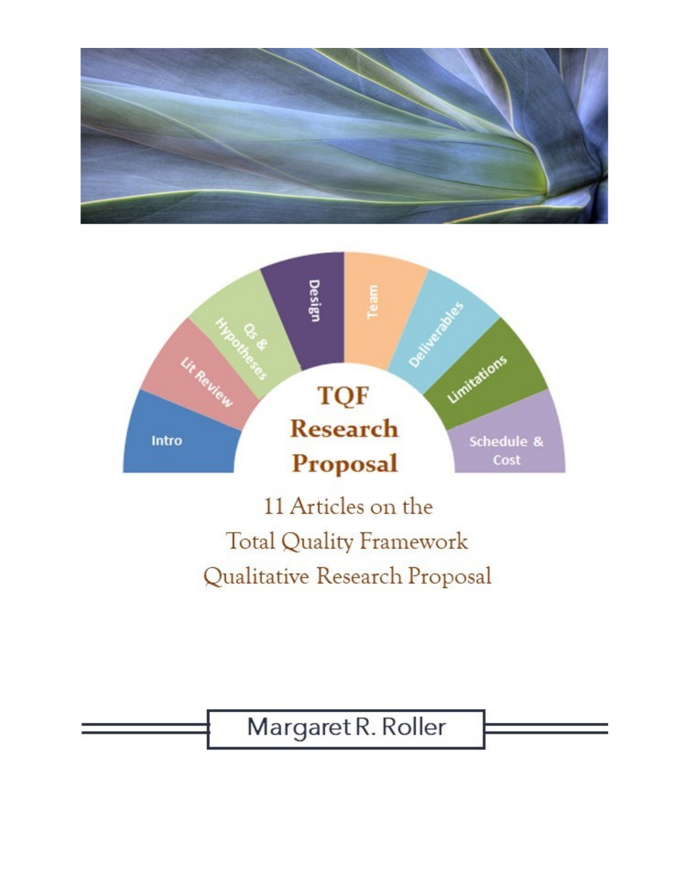Intro

Lit Review

Qs & Hypotheses

Design

Team

Deliverables

Limitations

Schedule & Cost

# TQF Research Proposal

## 11 Articles on the Total Quality Framework Qualitative Research Proposal

Margaret R. Roller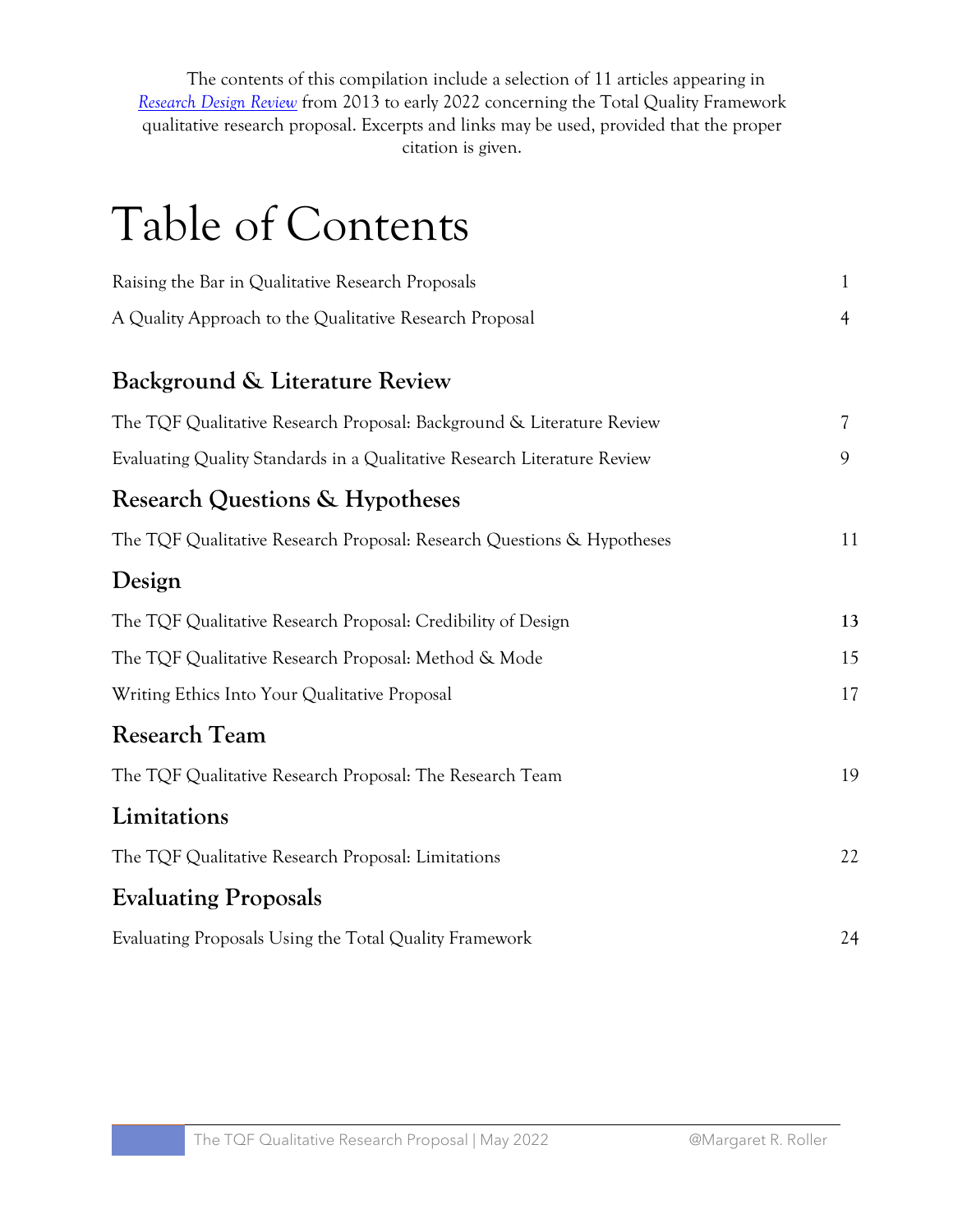The contents of this compilation include a selection of 11 articles appearing in *Research Design Review* from 2013 to early 2022 concerning the Total Quality Framework qualitative research proposal. Excerpts and links may be used, provided that the proper citation is given.

# Table of Contents

| | |
|---|---|
| Raising the Bar in Qualitative Research Proposals | 1 |
| A Quality Approach to the Qualitative Research Proposal | 4 |

## Background & Literature Review

| | |
|---|---|
| The TQF Qualitative Research Proposal: Background & Literature Review | 7 |
| Evaluating Quality Standards in a Qualitative Research Literature Review | 9 |

## Research Questions & Hypotheses

| | |
|---|---|
| The TQF Qualitative Research Proposal: Research Questions & Hypotheses | 11 |

## Design

| | |
|---|---|
| The TQF Qualitative Research Proposal: Credibility of Design | 13 |
| The TQF Qualitative Research Proposal: Method & Mode | 15 |
| Writing Ethics Into Your Qualitative Proposal | 17 |

## Research Team

| | |
|---|---|
| The TQF Qualitative Research Proposal: The Research Team | 19 |

## Limitations

| | |
|---|---|
| The TQF Qualitative Research Proposal: Limitations | 22 |

## Evaluating Proposals

| | |
|---|---|
| Evaluating Proposals Using the Total Quality Framework | 24 |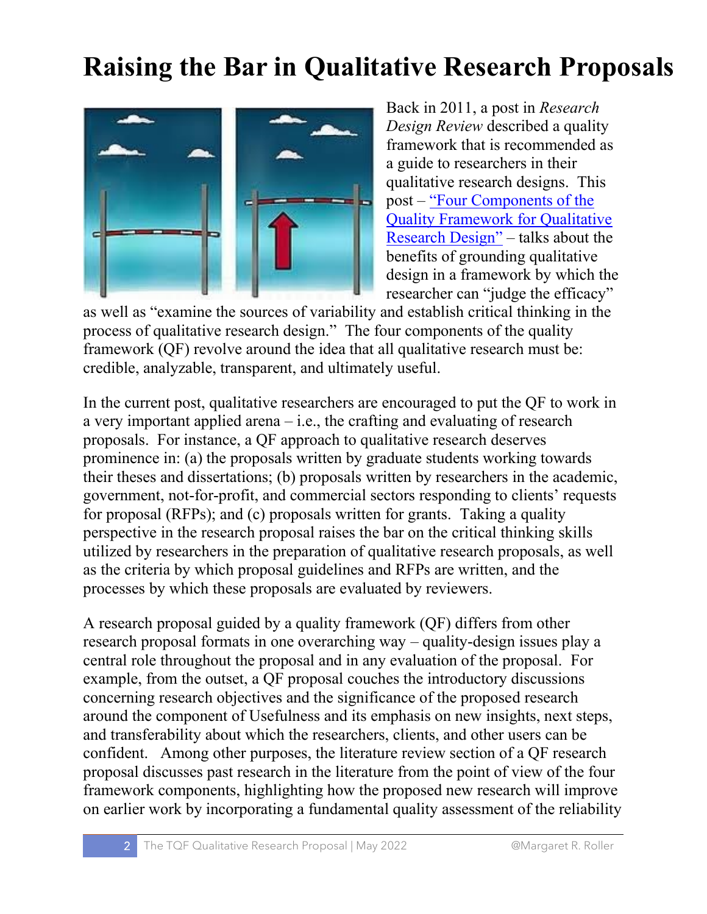# Raising the Bar in Qualitative Research Proposals

Back in 2011, a post in *Research Design Review* described a quality framework that is recommended as a guide to researchers in their qualitative research designs. This post – "Four Components of the Quality Framework for Qualitative Research Design" – talks about the benefits of grounding qualitative design in a framework by which the researcher can "judge the efficacy" as well as "examine the sources of variability and establish critical thinking in the process of qualitative research design." The four components of the quality framework (QF) revolve around the idea that all qualitative research must be: credible, analyzable, transparent, and ultimately useful.

In the current post, qualitative researchers are encouraged to put the QF to work in a very important applied arena – i.e., the crafting and evaluating of research proposals. For instance, a QF approach to qualitative research deserves prominence in: (a) the proposals written by graduate students working towards their theses and dissertations; (b) proposals written by researchers in the academic, government, not-for-profit, and commercial sectors responding to clients' requests for proposal (RFPs); and (c) proposals written for grants. Taking a quality perspective in the research proposal raises the bar on the critical thinking skills utilized by researchers in the preparation of qualitative research proposals, as well as the criteria by which proposal guidelines and RFPs are written, and the processes by which these proposals are evaluated by reviewers.

A research proposal guided by a quality framework (QF) differs from other research proposal formats in one overarching way – quality-design issues play a central role throughout the proposal and in any evaluation of the proposal. For example, from the outset, a QF proposal couches the introductory discussions concerning research objectives and the significance of the proposed research around the component of Usefulness and its emphasis on new insights, next steps, and transferability about which the researchers, clients, and other users can be confident. Among other purposes, the literature review section of a QF research proposal discusses past research in the literature from the point of view of the four framework components, highlighting how the proposed new research will improve on earlier work by incorporating a fundamental quality assessment of the reliability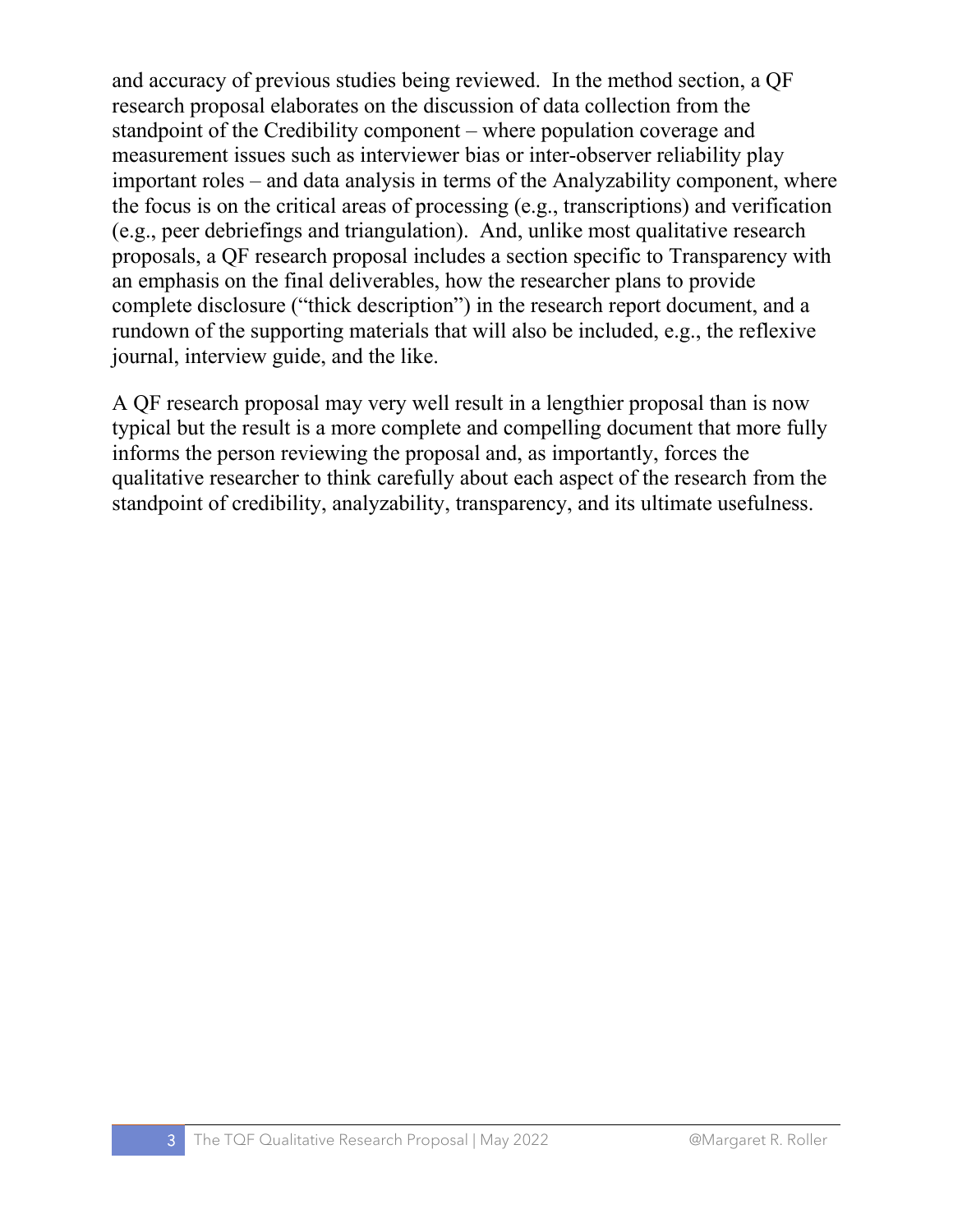and accuracy of previous studies being reviewed. In the method section, a QF research proposal elaborates on the discussion of data collection from the standpoint of the Credibility component – where population coverage and measurement issues such as interviewer bias or inter-observer reliability play important roles – and data analysis in terms of the Analyzability component, where the focus is on the critical areas of processing (e.g., transcriptions) and verification (e.g., peer debriefings and triangulation). And, unlike most qualitative research proposals, a QF research proposal includes a section specific to Transparency with an emphasis on the final deliverables, how the researcher plans to provide complete disclosure ("thick description") in the research report document, and a rundown of the supporting materials that will also be included, e.g., the reflexive journal, interview guide, and the like.

A QF research proposal may very well result in a lengthier proposal than is now typical but the result is a more complete and compelling document that more fully informs the person reviewing the proposal and, as importantly, forces the qualitative researcher to think carefully about each aspect of the research from the standpoint of credibility, analyzability, transparency, and its ultimate usefulness.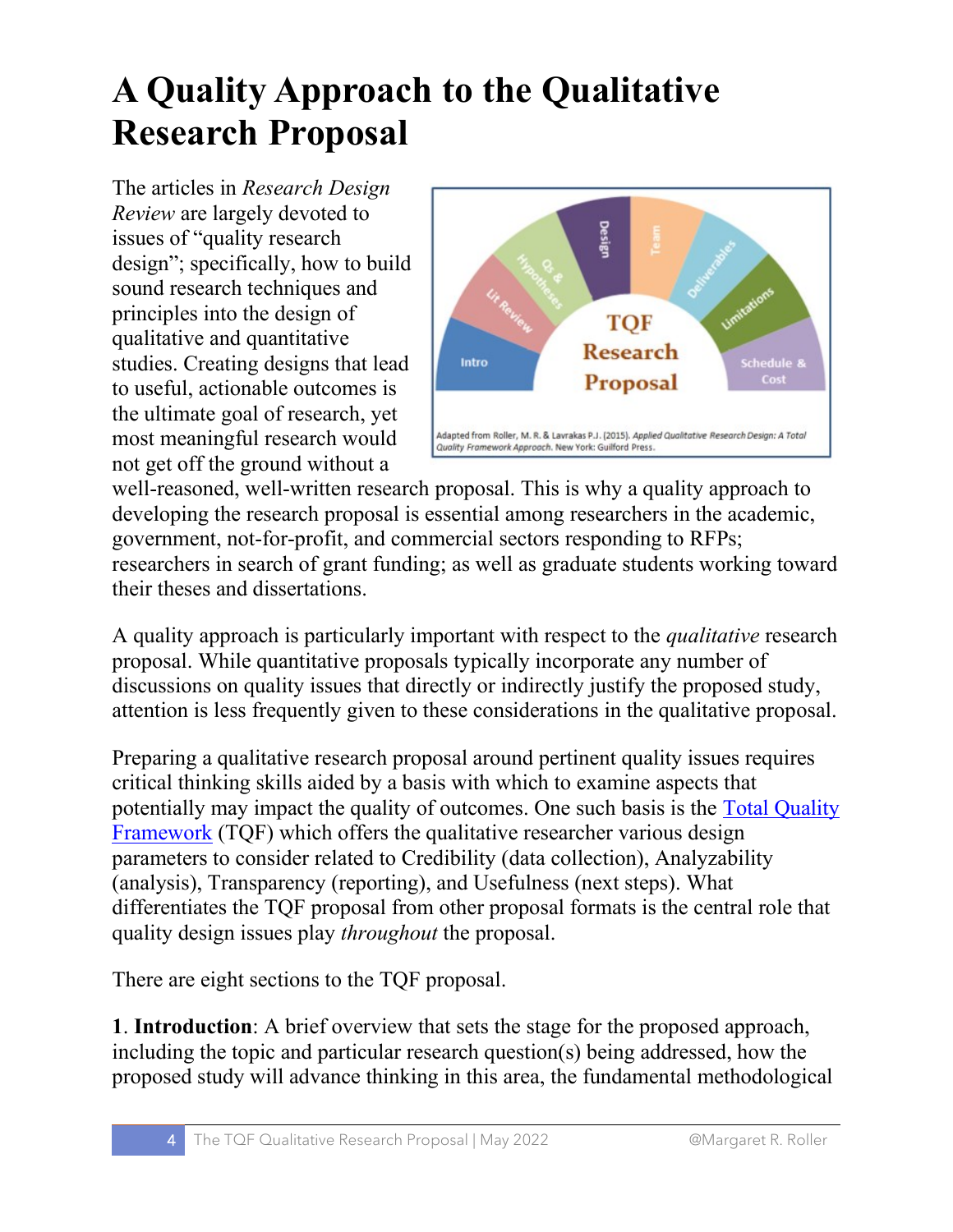# A Quality Approach to the Qualitative Research Proposal

The articles in *Research Design Review* are largely devoted to issues of "quality research design"; specifically, how to build sound research techniques and principles into the design of qualitative and quantitative studies. Creating designs that lead to useful, actionable outcomes is the ultimate goal of research, yet most meaningful research would not get off the ground without a well-reasoned, well-written research proposal. This is why a quality approach to developing the research proposal is essential among researchers in the academic, government, not-for-profit, and commercial sectors responding to RFPs; researchers in search of grant funding; as well as graduate students working toward their theses and dissertations.

A quality approach is particularly important with respect to the *qualitative* research proposal. While quantitative proposals typically incorporate any number of discussions on quality issues that directly or indirectly justify the proposed study, attention is less frequently given to these considerations in the qualitative proposal.

Preparing a qualitative research proposal around pertinent quality issues requires critical thinking skills aided by a basis with which to examine aspects that potentially may impact the quality of outcomes. One such basis is the [Total Quality Framework](Total Quality Framework) (TQF) which offers the qualitative researcher various design parameters to consider related to Credibility (data collection), Analyzability (analysis), Transparency (reporting), and Usefulness (next steps). What differentiates the TQF proposal from other proposal formats is the central role that quality design issues play *throughout* the proposal.

There are eight sections to the TQF proposal.

1. **Introduction**: A brief overview that sets the stage for the proposed approach, including the topic and particular research question(s) being addressed, how the proposed study will advance thinking in this area, the fundamental methodological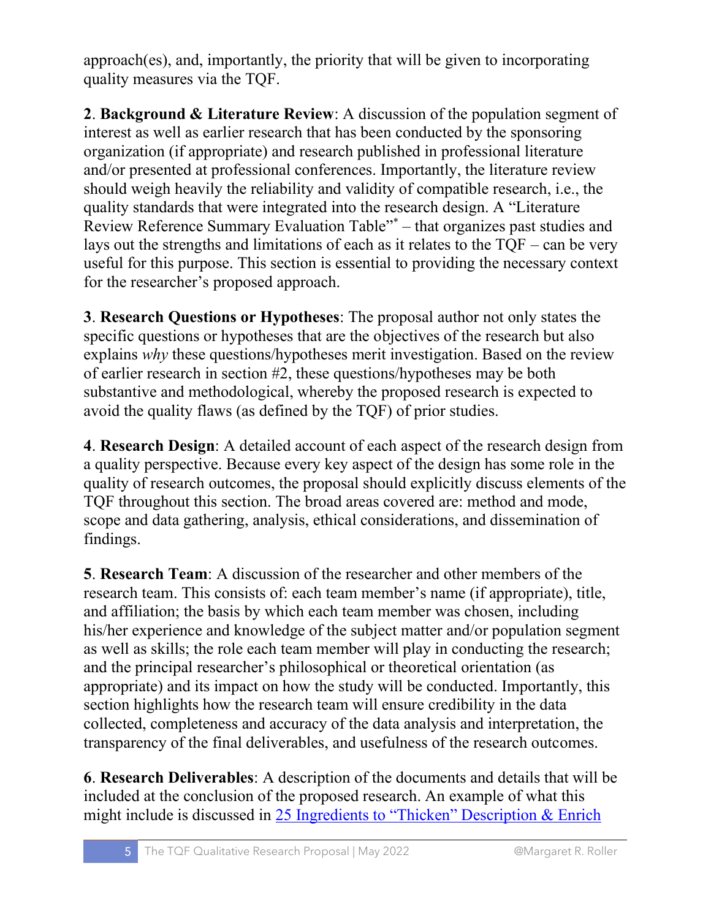approach(es), and, importantly, the priority that will be given to incorporating quality measures via the TQF.

**2**. **Background & Literature Review**: A discussion of the population segment of interest as well as earlier research that has been conducted by the sponsoring organization (if appropriate) and research published in professional literature and/or presented at professional conferences. Importantly, the literature review should weigh heavily the reliability and validity of compatible research, i.e., the quality standards that were integrated into the research design. A "Literature Review Reference Summary Evaluation Table"* – that organizes past studies and lays out the strengths and limitations of each as it relates to the TQF – can be very useful for this purpose. This section is essential to providing the necessary context for the researcher's proposed approach.

**3**. **Research Questions or Hypotheses**: The proposal author not only states the specific questions or hypotheses that are the objectives of the research but also explains *why* these questions/hypotheses merit investigation. Based on the review of earlier research in section #2, these questions/hypotheses may be both substantive and methodological, whereby the proposed research is expected to avoid the quality flaws (as defined by the TQF) of prior studies.

**4**. **Research Design**: A detailed account of each aspect of the research design from a quality perspective. Because every key aspect of the design has some role in the quality of research outcomes, the proposal should explicitly discuss elements of the TQF throughout this section. The broad areas covered are: method and mode, scope and data gathering, analysis, ethical considerations, and dissemination of findings.

**5**. **Research Team**: A discussion of the researcher and other members of the research team. This consists of: each team member's name (if appropriate), title, and affiliation; the basis by which each team member was chosen, including his/her experience and knowledge of the subject matter and/or population segment as well as skills; the role each team member will play in conducting the research; and the principal researcher's philosophical or theoretical orientation (as appropriate) and its impact on how the study will be conducted. Importantly, this section highlights how the research team will ensure credibility in the data collected, completeness and accuracy of the data analysis and interpretation, the transparency of the final deliverables, and usefulness of the research outcomes.

**6**. **Research Deliverables**: A description of the documents and details that will be included at the conclusion of the proposed research. An example of what this might include is discussed in [25 Ingredients to "Thicken" Description & Enrich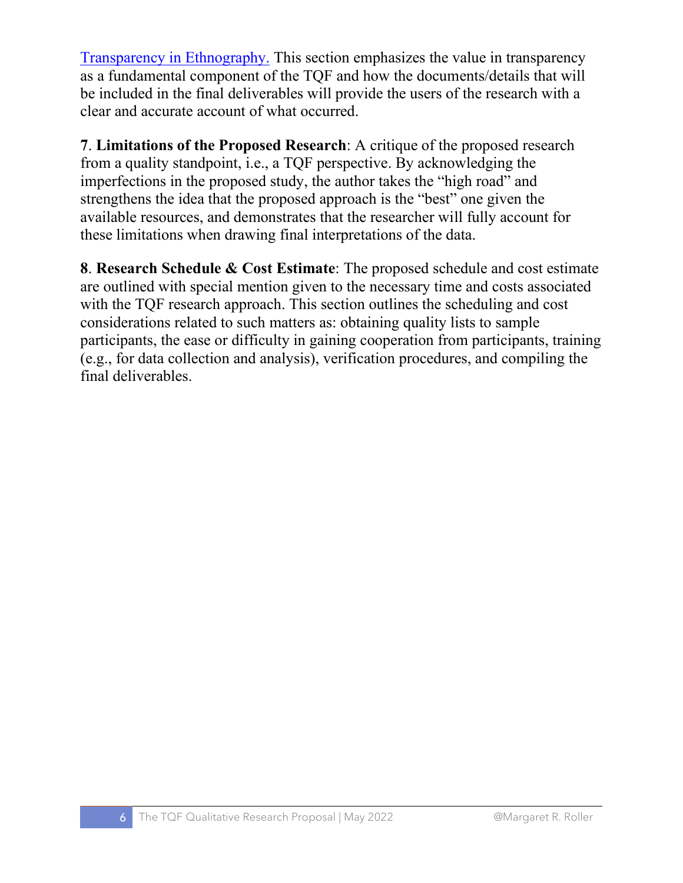Transparency in Ethnography. This section emphasizes the value in transparency as a fundamental component of the TQF and how the documents/details that will be included in the final deliverables will provide the users of the research with a clear and accurate account of what occurred.

**7**. **Limitations of the Proposed Research**: A critique of the proposed research from a quality standpoint, i.e., a TQF perspective. By acknowledging the imperfections in the proposed study, the author takes the "high road" and strengthens the idea that the proposed approach is the "best" one given the available resources, and demonstrates that the researcher will fully account for these limitations when drawing final interpretations of the data.

**8**. **Research Schedule & Cost Estimate**: The proposed schedule and cost estimate are outlined with special mention given to the necessary time and costs associated with the TQF research approach. This section outlines the scheduling and cost considerations related to such matters as: obtaining quality lists to sample participants, the ease or difficulty in gaining cooperation from participants, training (e.g., for data collection and analysis), verification procedures, and compiling the final deliverables.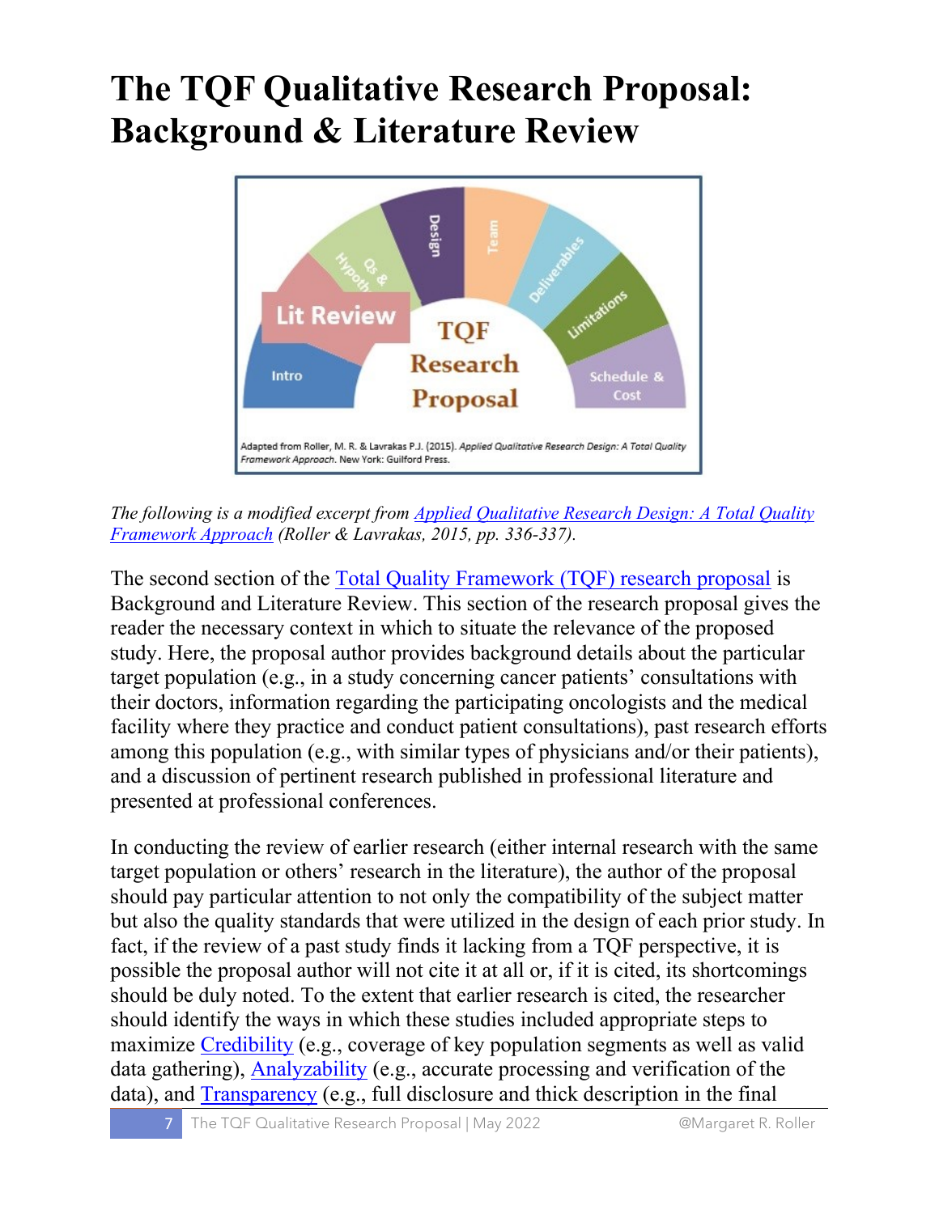# The TQF Qualitative Research Proposal: Background & Literature Review

*The following is a modified excerpt from [Applied Qualitative Research Design: A Total Quality Framework Approach](#) (Roller & Lavrakas, 2015, pp. 336-337).*

The second section of the [Total Quality Framework (TQF) research proposal](#) is Background and Literature Review. This section of the research proposal gives the reader the necessary context in which to situate the relevance of the proposed study. Here, the proposal author provides background details about the particular target population (e.g., in a study concerning cancer patients' consultations with their doctors, information regarding the participating oncologists and the medical facility where they practice and conduct patient consultations), past research efforts among this population (e.g., with similar types of physicians and/or their patients), and a discussion of pertinent research published in professional literature and presented at professional conferences.

In conducting the review of earlier research (either internal research with the same target population or others' research in the literature), the author of the proposal should pay particular attention to not only the compatibility of the subject matter but also the quality standards that were utilized in the design of each prior study. In fact, if the review of a past study finds it lacking from a TQF perspective, it is possible the proposal author will not cite it at all or, if it is cited, its shortcomings should be duly noted. To the extent that earlier research is cited, the researcher should identify the ways in which these studies included appropriate steps to maximize [Credibility](#) (e.g., coverage of key population segments as well as valid data gathering), [Analyzability](#) (e.g., accurate processing and verification of the data), and [Transparency](#) (e.g., full disclosure and thick description in the final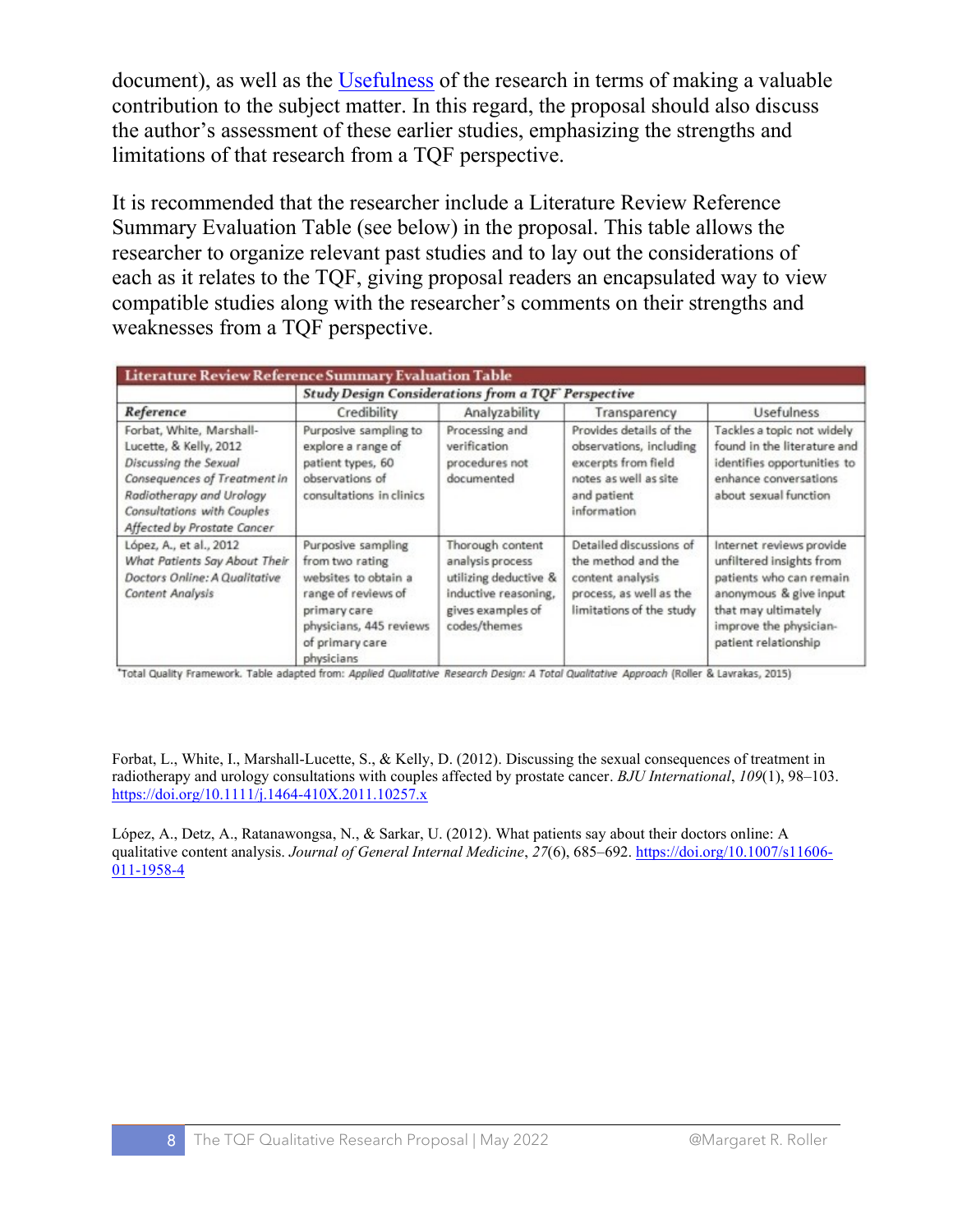document), as well as the Usefulness of the research in terms of making a valuable contribution to the subject matter. In this regard, the proposal should also discuss the author's assessment of these earlier studies, emphasizing the strengths and limitations of that research from a TQF perspective.

It is recommended that the researcher include a Literature Review Reference Summary Evaluation Table (see below) in the proposal. This table allows the researcher to organize relevant past studies and to lay out the considerations of each as it relates to the TQF, giving proposal readers an encapsulated way to view compatible studies along with the researcher's comments on their strengths and weaknesses from a TQF perspective.

| **Literature Review Reference Summary Evaluation Table** | | | | |
|---|---|---|---|---|
| | ***Study Design Considerations from a TQF\* Perspective*** | | | |
| ***Reference*** | Credibility | Analyzability | Transparency | Usefulness |
| Forbat, White, Marshall-Lucette, & Kelly, 2012 *Discussing the Sexual Consequences of Treatment in Radiotherapy and Urology Consultations with Couples Affected by Prostate Cancer* | Purposive sampling to explore a range of patient types, 60 observations of consultations in clinics | Processing and verification procedures not documented | Provides details of the observations, including excerpts from field notes as well as site and patient information | Tackles a topic not widely found in the literature and identifies opportunities to enhance conversations about sexual function |
| López, A., et al., 2012 *What Patients Say About Their Doctors Online: A Qualitative Content Analysis* | Purposive sampling from two rating websites to obtain a range of reviews of primary care physicians, 445 reviews of primary care physicians | Thorough content analysis process utilizing deductive & inductive reasoning, gives examples of codes/themes | Detailed discussions of the method and the content analysis process, as well as the limitations of the study | Internet reviews provide unfiltered insights from patients who can remain anonymous & give input that may ultimately improve the physician-patient relationship |

\*Total Quality Framework. Table adapted from: *Applied Qualitative Research Design: A Total Qualitative Approach* (Roller & Lavrakas, 2015)

Forbat, L., White, I., Marshall-Lucette, S., & Kelly, D. (2012). Discussing the sexual consequences of treatment in radiotherapy and urology consultations with couples affected by prostate cancer. *BJU International*, *109*(1), 98–103. https://doi.org/10.1111/j.1464-410X.2011.10257.x

López, A., Detz, A., Ratanawongsa, N., & Sarkar, U. (2012). What patients say about their doctors online: A qualitative content analysis. *Journal of General Internal Medicine*, *27*(6), 685–692. https://doi.org/10.1007/s11606-011-1958-4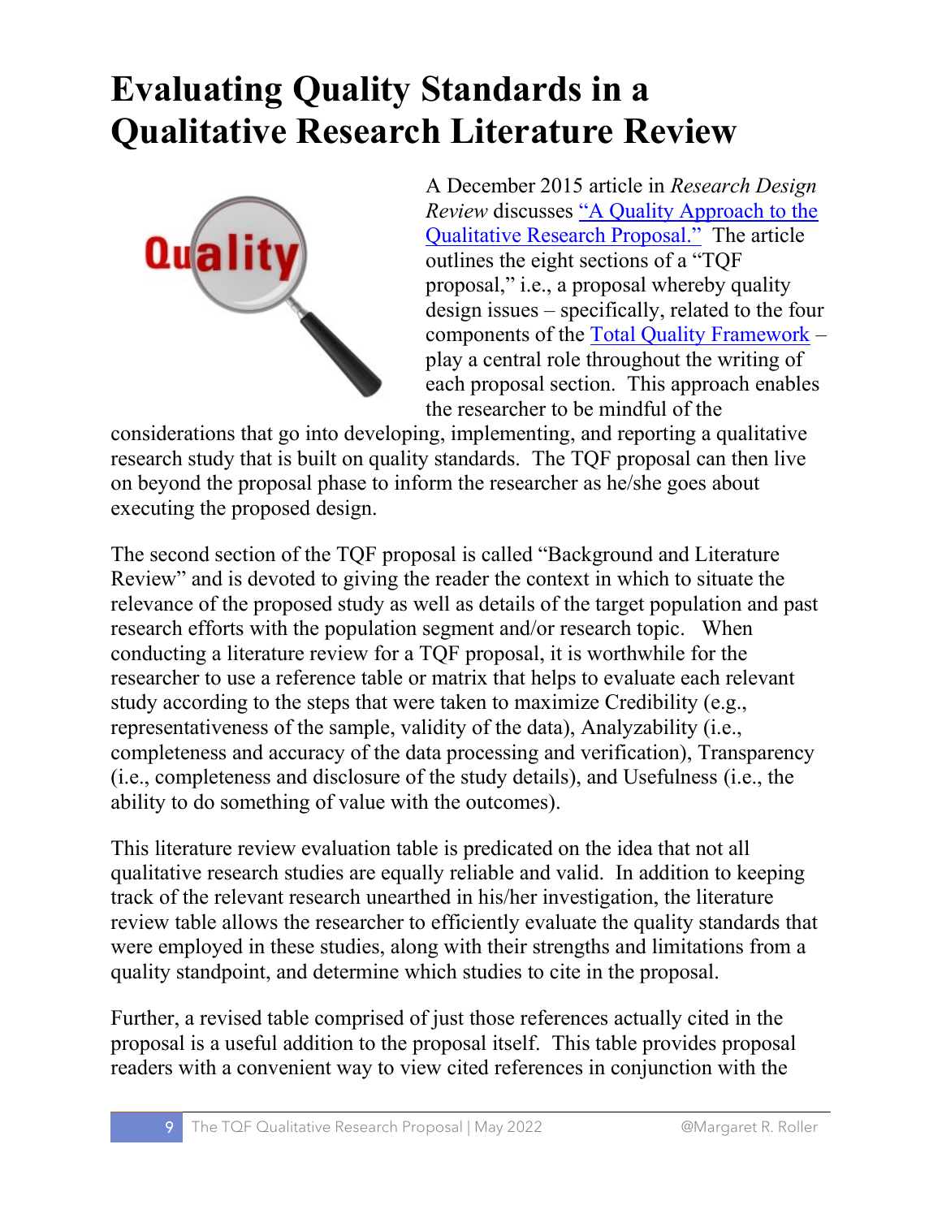# Evaluating Quality Standards in a Qualitative Research Literature Review

A December 2015 article in *Research Design Review* discusses "A Quality Approach to the Qualitative Research Proposal." The article outlines the eight sections of a "TQF proposal," i.e., a proposal whereby quality design issues – specifically, related to the four components of the Total Quality Framework – play a central role throughout the writing of each proposal section. This approach enables the researcher to be mindful of the considerations that go into developing, implementing, and reporting a qualitative research study that is built on quality standards. The TQF proposal can then live on beyond the proposal phase to inform the researcher as he/she goes about executing the proposed design.

The second section of the TQF proposal is called "Background and Literature Review" and is devoted to giving the reader the context in which to situate the relevance of the proposed study as well as details of the target population and past research efforts with the population segment and/or research topic. When conducting a literature review for a TQF proposal, it is worthwhile for the researcher to use a reference table or matrix that helps to evaluate each relevant study according to the steps that were taken to maximize Credibility (e.g., representativeness of the sample, validity of the data), Analyzability (i.e., completeness and accuracy of the data processing and verification), Transparency (i.e., completeness and disclosure of the study details), and Usefulness (i.e., the ability to do something of value with the outcomes).

This literature review evaluation table is predicated on the idea that not all qualitative research studies are equally reliable and valid. In addition to keeping track of the relevant research unearthed in his/her investigation, the literature review table allows the researcher to efficiently evaluate the quality standards that were employed in these studies, along with their strengths and limitations from a quality standpoint, and determine which studies to cite in the proposal.

Further, a revised table comprised of just those references actually cited in the proposal is a useful addition to the proposal itself. This table provides proposal readers with a convenient way to view cited references in conjunction with the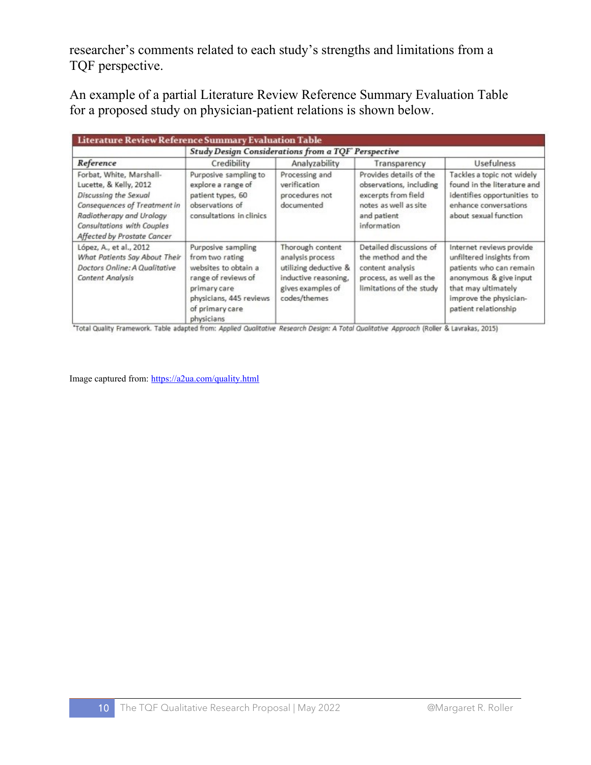researcher's comments related to each study's strengths and limitations from a TQF perspective.

An example of a partial Literature Review Reference Summary Evaluation Table for a proposed study on physician-patient relations is shown below.

| **Literature Review Reference Summary Evaluation Table** | | | | |
|---|---|---|---|---|
| | ***Study Design Considerations from a TQF\* Perspective*** | | | |
| ***Reference*** | Credibility | Analyzability | Transparency | Usefulness |
| Forbat, White, Marshall-Lucette, & Kelly, 2012 *Discussing the Sexual Consequences of Treatment in Radiotherapy and Urology Consultations with Couples Affected by Prostate Cancer* | Purposive sampling to explore a range of patient types, 60 observations of consultations in clinics | Processing and verification procedures not documented | Provides details of the observations, including excerpts from field notes as well as site and patient information | Tackles a topic not widely found in the literature and identifies opportunities to enhance conversations about sexual function |
| López, A., et al., 2012 *What Patients Say About Their Doctors Online: A Qualitative Content Analysis* | Purposive sampling from two rating websites to obtain a range of reviews of primary care physicians, 445 reviews of primary care physicians | Thorough content analysis process utilizing deductive & inductive reasoning, gives examples of codes/themes | Detailed discussions of the method and the content analysis process, as well as the limitations of the study | Internet reviews provide unfiltered insights from patients who can remain anonymous & give input that may ultimately improve the physician-patient relationship |

\*Total Quality Framework. Table adapted from: *Applied Qualitative Research Design: A Total Qualitative Approach* (Roller & Lavrakas, 2015)

Image captured from: [https://a2ua.com/quality.html](https://a2ua.com/quality.html)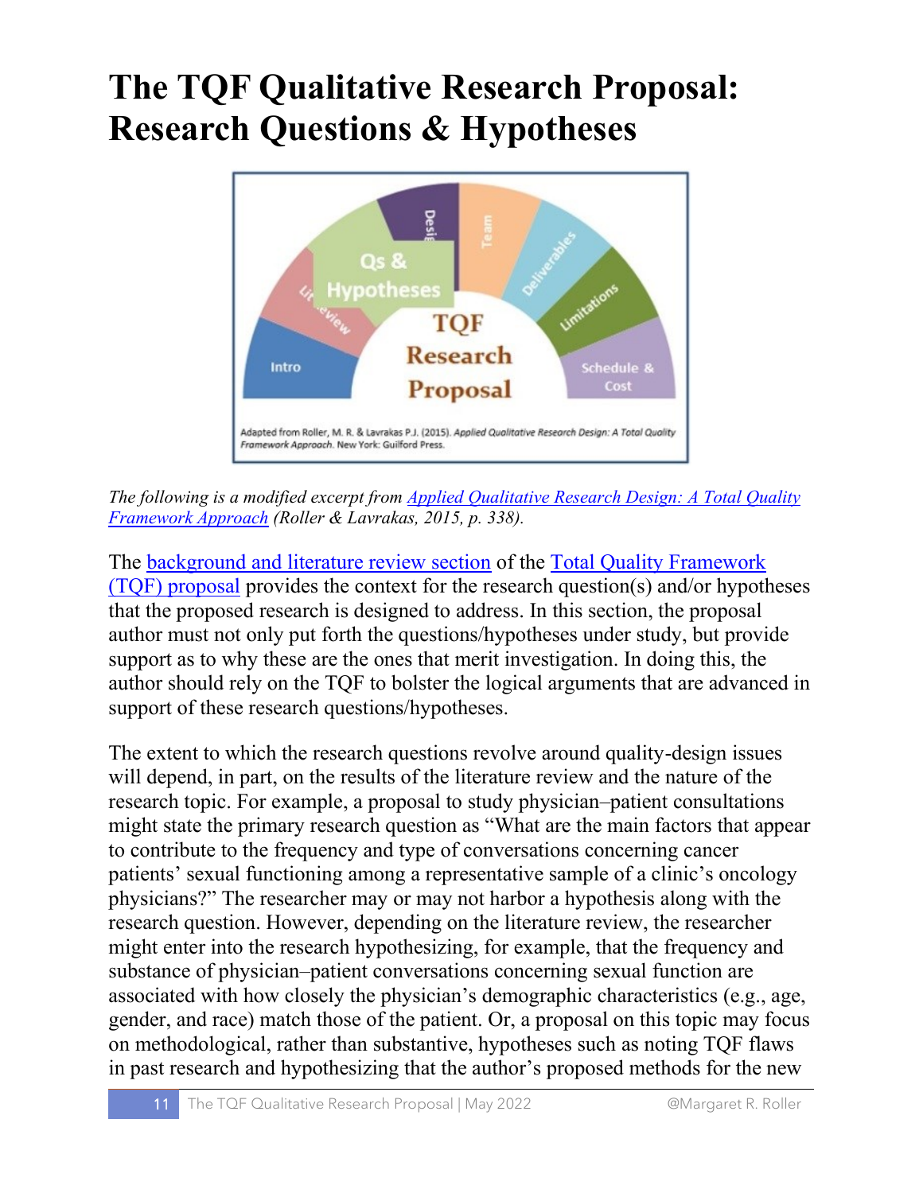# The TQF Qualitative Research Proposal: Research Questions & Hypotheses

*The following is a modified excerpt from [Applied Qualitative Research Design: A Total Quality Framework Approach]() (Roller & Lavrakas, 2015, p. 338).*

The [background and literature review section]() of the [Total Quality Framework (TQF) proposal]() provides the context for the research question(s) and/or hypotheses that the proposed research is designed to address. In this section, the proposal author must not only put forth the questions/hypotheses under study, but provide support as to why these are the ones that merit investigation. In doing this, the author should rely on the TQF to bolster the logical arguments that are advanced in support of these research questions/hypotheses.

The extent to which the research questions revolve around quality-design issues will depend, in part, on the results of the literature review and the nature of the research topic. For example, a proposal to study physician–patient consultations might state the primary research question as "What are the main factors that appear to contribute to the frequency and type of conversations concerning cancer patients' sexual functioning among a representative sample of a clinic's oncology physicians?" The researcher may or may not harbor a hypothesis along with the research question. However, depending on the literature review, the researcher might enter into the research hypothesizing, for example, that the frequency and substance of physician–patient conversations concerning sexual function are associated with how closely the physician's demographic characteristics (e.g., age, gender, and race) match those of the patient. Or, a proposal on this topic may focus on methodological, rather than substantive, hypotheses such as noting TQF flaws in past research and hypothesizing that the author's proposed methods for the new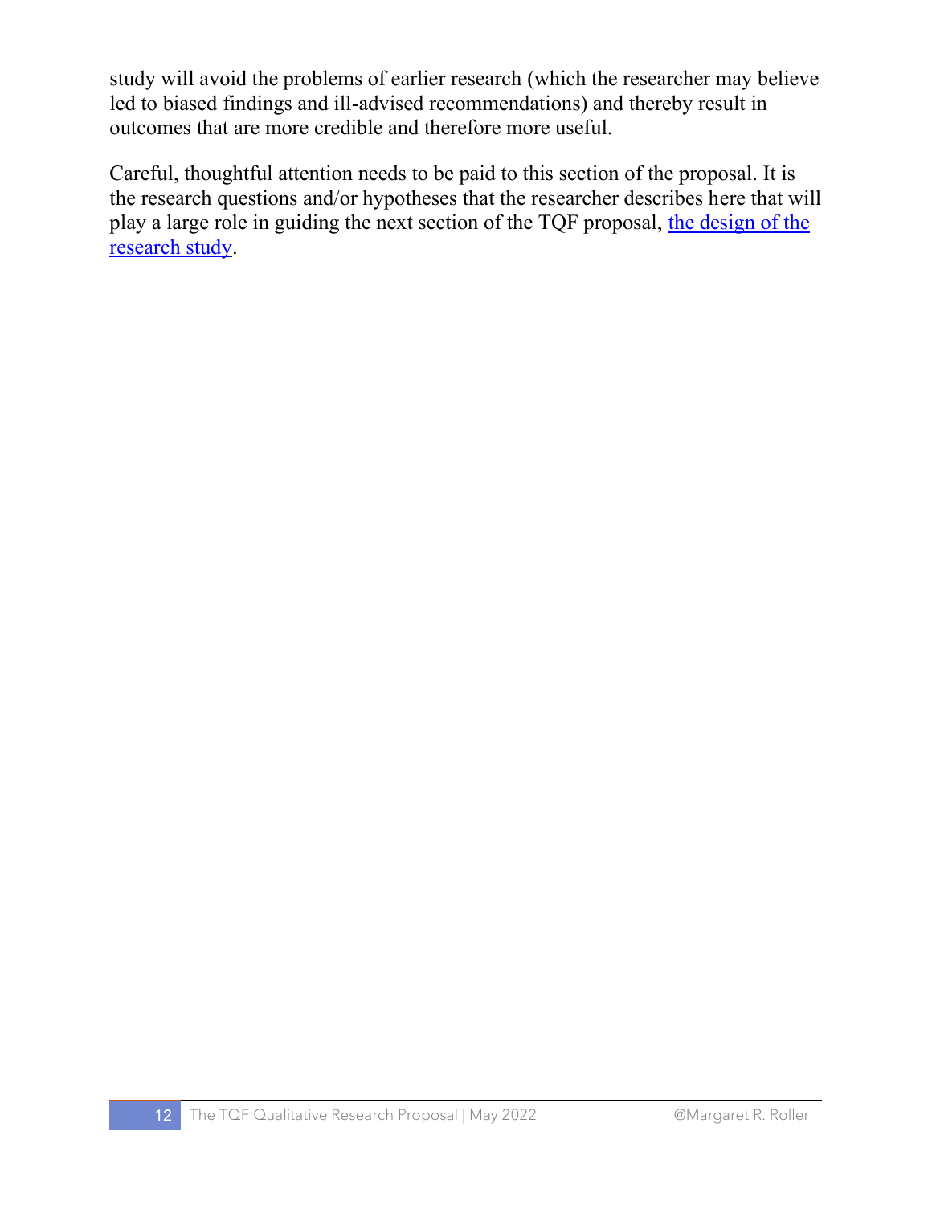study will avoid the problems of earlier research (which the researcher may believe led to biased findings and ill-advised recommendations) and thereby result in outcomes that are more credible and therefore more useful.

Careful, thoughtful attention needs to be paid to this section of the proposal. It is the research questions and/or hypotheses that the researcher describes here that will play a large role in guiding the next section of the TQF proposal, the design of the research study.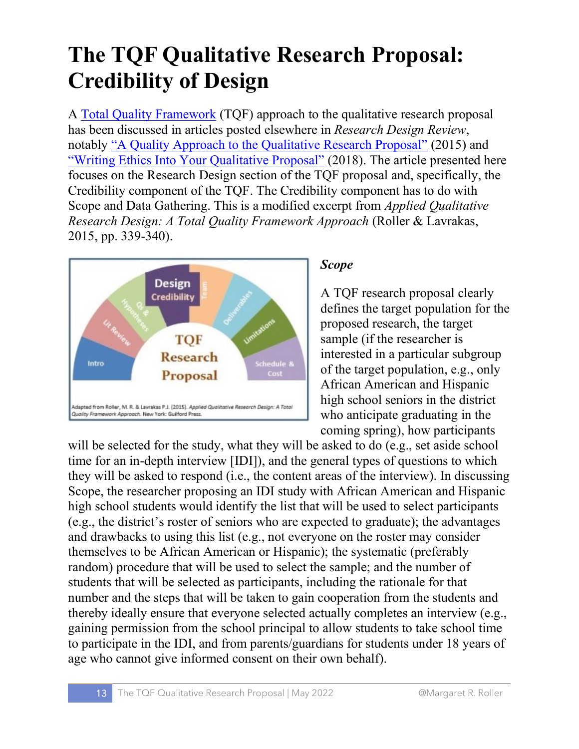# The TQF Qualitative Research Proposal: Credibility of Design

A [Total Quality Framework](#) (TQF) approach to the qualitative research proposal has been discussed in articles posted elsewhere in *Research Design Review*, notably ["A Quality Approach to the Qualitative Research Proposal"](#) (2015) and ["Writing Ethics Into Your Qualitative Proposal"](#) (2018). The article presented here focuses on the Research Design section of the TQF proposal and, specifically, the Credibility component of the TQF. The Credibility component has to do with Scope and Data Gathering. This is a modified excerpt from *Applied Qualitative Research Design: A Total Quality Framework Approach* (Roller & Lavrakas, 2015, pp. 339-340).

### *Scope*

A TQF research proposal clearly defines the target population for the proposed research, the target sample (if the researcher is interested in a particular subgroup of the target population, e.g., only African American and Hispanic high school seniors in the district who anticipate graduating in the coming spring), how participants will be selected for the study, what they will be asked to do (e.g., set aside school time for an in-depth interview [IDI]), and the general types of questions to which they will be asked to respond (i.e., the content areas of the interview). In discussing Scope, the researcher proposing an IDI study with African American and Hispanic high school students would identify the list that will be used to select participants (e.g., the district's roster of seniors who are expected to graduate); the advantages and drawbacks to using this list (e.g., not everyone on the roster may consider themselves to be African American or Hispanic); the systematic (preferably random) procedure that will be used to select the sample; and the number of students that will be selected as participants, including the rationale for that number and the steps that will be taken to gain cooperation from the students and thereby ideally ensure that everyone selected actually completes an interview (e.g., gaining permission from the school principal to allow students to take school time to participate in the IDI, and from parents/guardians for students under 18 years of age who cannot give informed consent on their own behalf).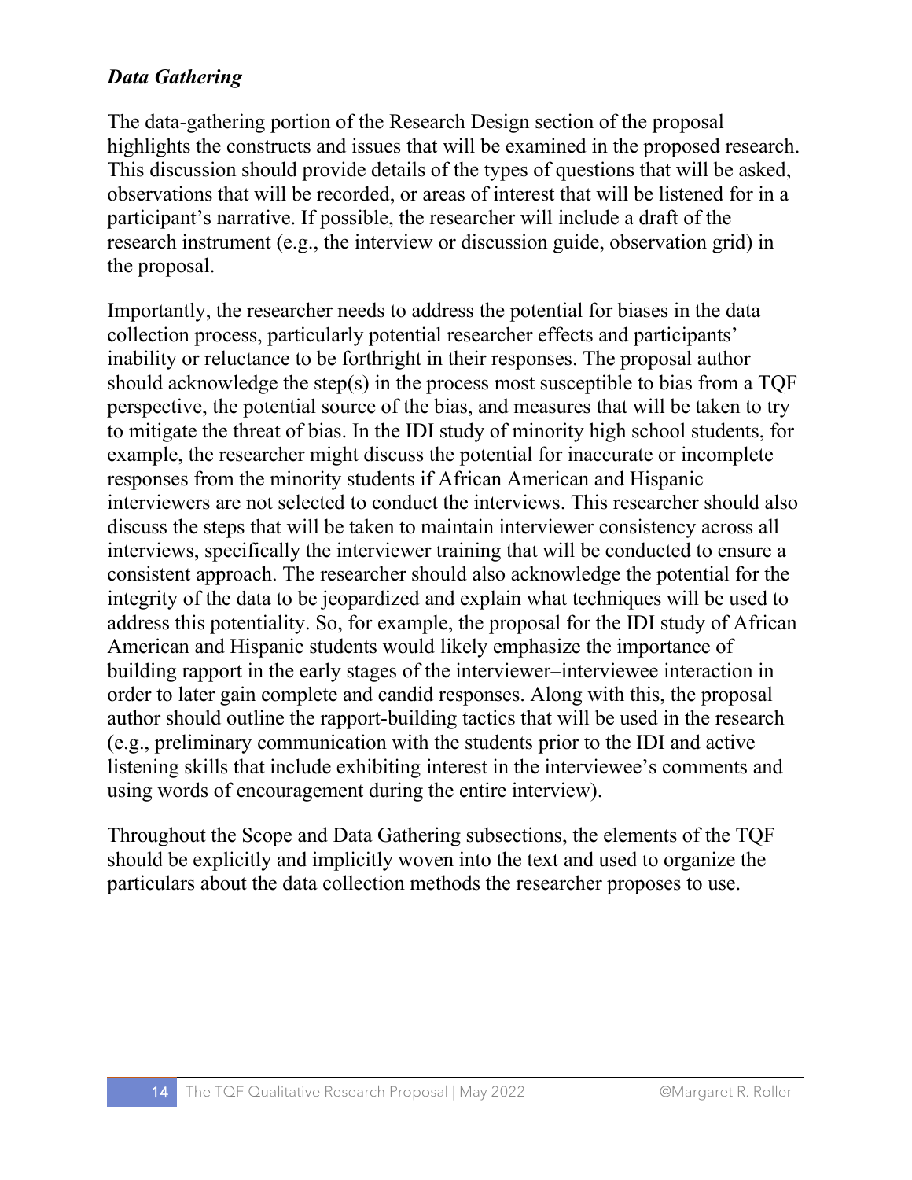### *Data Gathering*

The data-gathering portion of the Research Design section of the proposal highlights the constructs and issues that will be examined in the proposed research. This discussion should provide details of the types of questions that will be asked, observations that will be recorded, or areas of interest that will be listened for in a participant's narrative. If possible, the researcher will include a draft of the research instrument (e.g., the interview or discussion guide, observation grid) in the proposal.

Importantly, the researcher needs to address the potential for biases in the data collection process, particularly potential researcher effects and participants' inability or reluctance to be forthright in their responses. The proposal author should acknowledge the step(s) in the process most susceptible to bias from a TQF perspective, the potential source of the bias, and measures that will be taken to try to mitigate the threat of bias. In the IDI study of minority high school students, for example, the researcher might discuss the potential for inaccurate or incomplete responses from the minority students if African American and Hispanic interviewers are not selected to conduct the interviews. This researcher should also discuss the steps that will be taken to maintain interviewer consistency across all interviews, specifically the interviewer training that will be conducted to ensure a consistent approach. The researcher should also acknowledge the potential for the integrity of the data to be jeopardized and explain what techniques will be used to address this potentiality. So, for example, the proposal for the IDI study of African American and Hispanic students would likely emphasize the importance of building rapport in the early stages of the interviewer–interviewee interaction in order to later gain complete and candid responses. Along with this, the proposal author should outline the rapport-building tactics that will be used in the research (e.g., preliminary communication with the students prior to the IDI and active listening skills that include exhibiting interest in the interviewee's comments and using words of encouragement during the entire interview).

Throughout the Scope and Data Gathering subsections, the elements of the TQF should be explicitly and implicitly woven into the text and used to organize the particulars about the data collection methods the researcher proposes to use.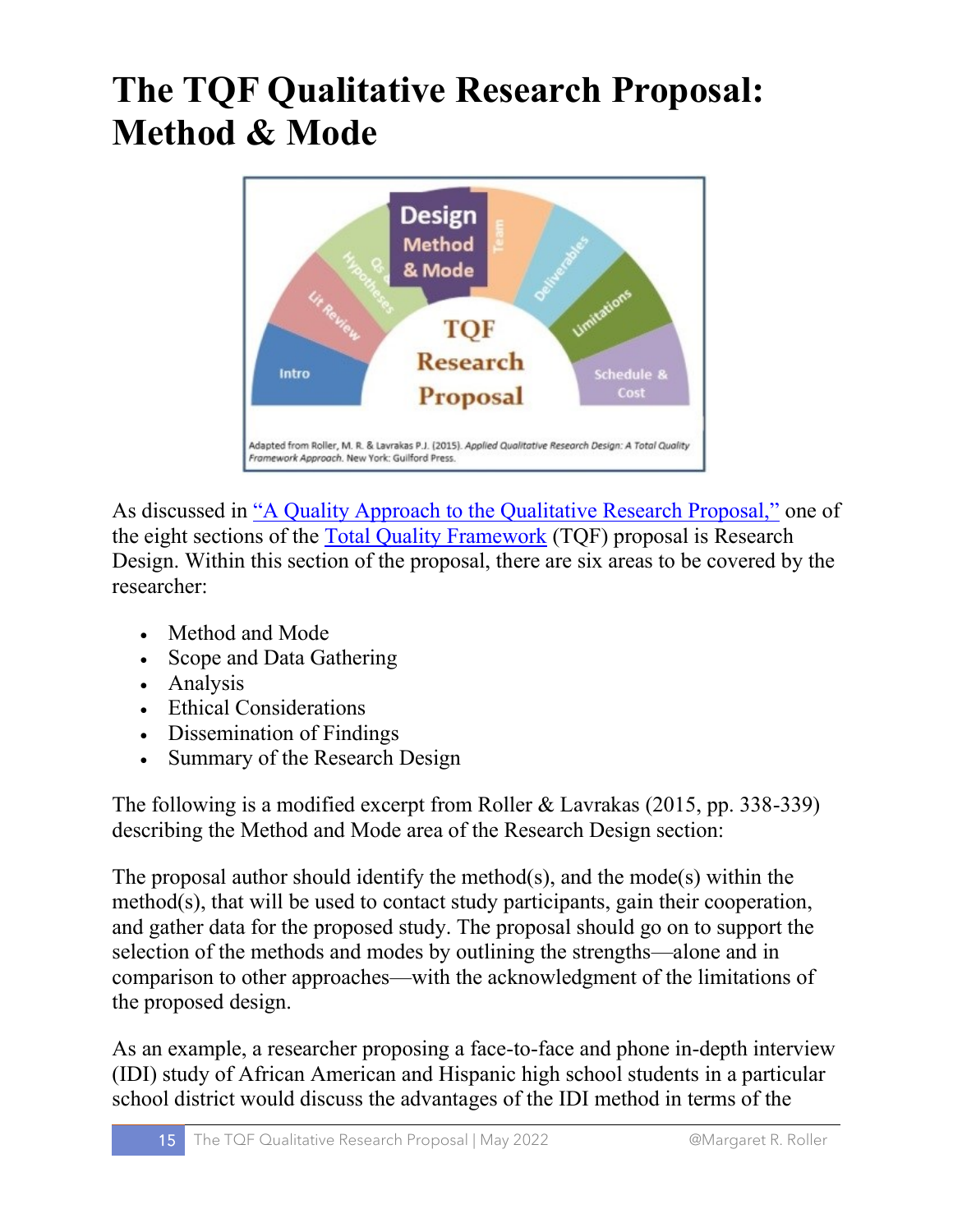# The TQF Qualitative Research Proposal: Method & Mode

Adapted from Roller, M. R. & Lavrakas P.J. (2015). *Applied Qualitative Research Design: A Total Quality Framework Approach*. New York: Guilford Press.

As discussed in "A Quality Approach to the Qualitative Research Proposal," one of the eight sections of the Total Quality Framework (TQF) proposal is Research Design. Within this section of the proposal, there are six areas to be covered by the researcher:

- Method and Mode
- Scope and Data Gathering
- Analysis
- Ethical Considerations
- Dissemination of Findings
- Summary of the Research Design

The following is a modified excerpt from Roller & Lavrakas (2015, pp. 338-339) describing the Method and Mode area of the Research Design section:

The proposal author should identify the method(s), and the mode(s) within the method(s), that will be used to contact study participants, gain their cooperation, and gather data for the proposed study. The proposal should go on to support the selection of the methods and modes by outlining the strengths—alone and in comparison to other approaches—with the acknowledgment of the limitations of the proposed design.

As an example, a researcher proposing a face-to-face and phone in-depth interview (IDI) study of African American and Hispanic high school students in a particular school district would discuss the advantages of the IDI method in terms of the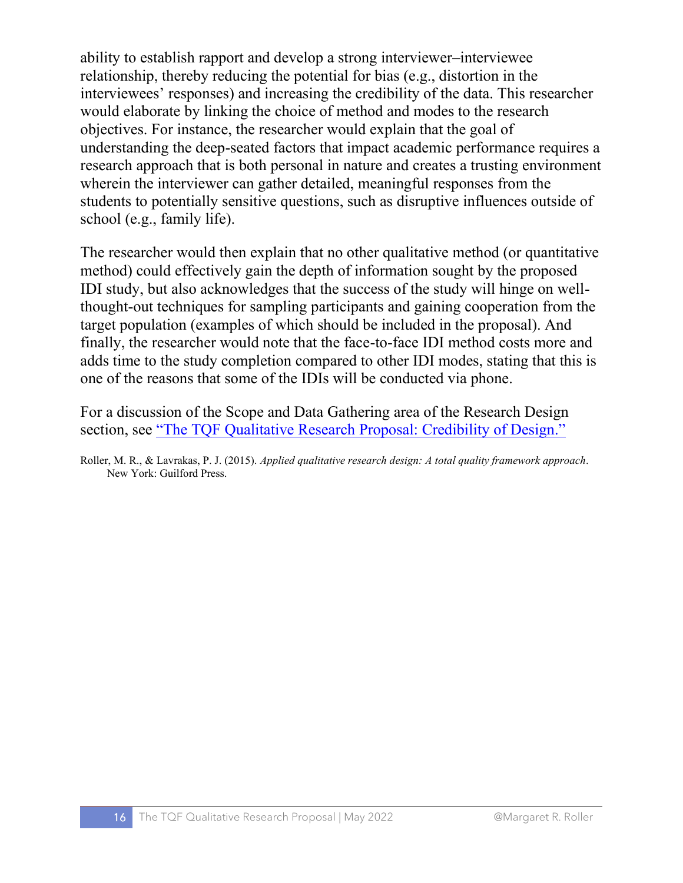ability to establish rapport and develop a strong interviewer–interviewee relationship, thereby reducing the potential for bias (e.g., distortion in the interviewees' responses) and increasing the credibility of the data. This researcher would elaborate by linking the choice of method and modes to the research objectives. For instance, the researcher would explain that the goal of understanding the deep-seated factors that impact academic performance requires a research approach that is both personal in nature and creates a trusting environment wherein the interviewer can gather detailed, meaningful responses from the students to potentially sensitive questions, such as disruptive influences outside of school (e.g., family life).

The researcher would then explain that no other qualitative method (or quantitative method) could effectively gain the depth of information sought by the proposed IDI study, but also acknowledges that the success of the study will hinge on well-thought-out techniques for sampling participants and gaining cooperation from the target population (examples of which should be included in the proposal). And finally, the researcher would note that the face-to-face IDI method costs more and adds time to the study completion compared to other IDI modes, stating that this is one of the reasons that some of the IDIs will be conducted via phone.

For a discussion of the Scope and Data Gathering area of the Research Design section, see "The TQF Qualitative Research Proposal: Credibility of Design."

Roller, M. R., & Lavrakas, P. J. (2015). *Applied qualitative research design: A total quality framework approach*. New York: Guilford Press.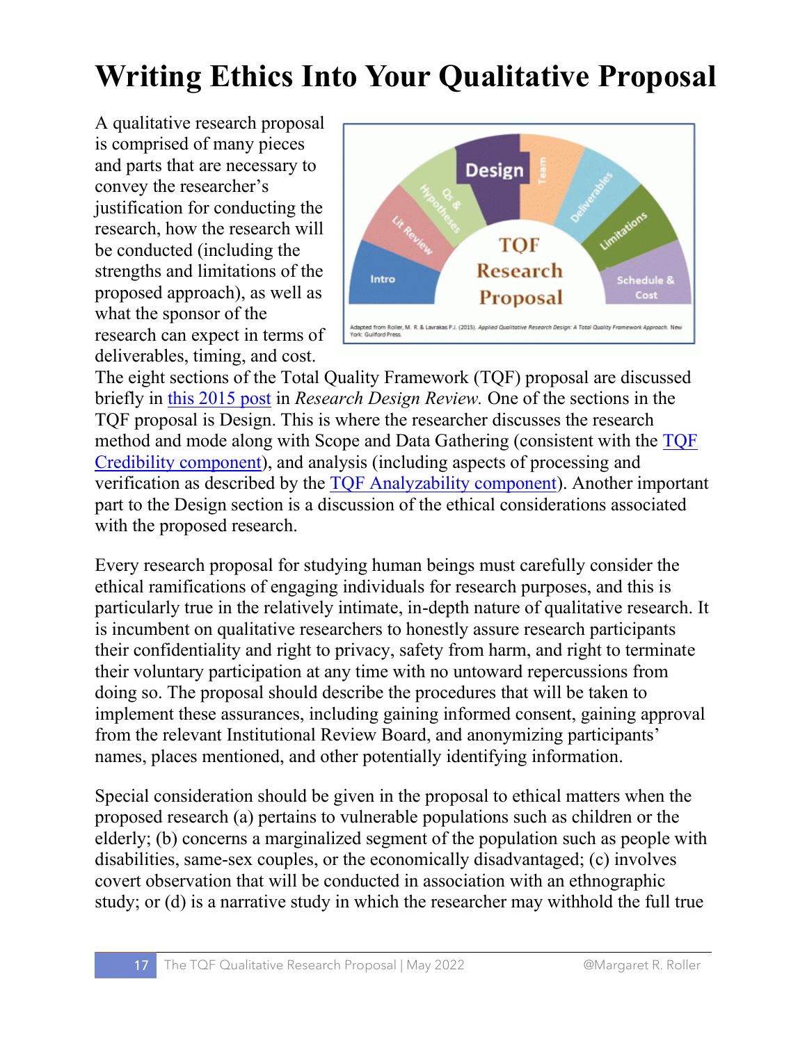# Writing Ethics Into Your Qualitative Proposal

A qualitative research proposal is comprised of many pieces and parts that are necessary to convey the researcher's justification for conducting the research, how the research will be conducted (including the strengths and limitations of the proposed approach), as well as what the sponsor of the research can expect in terms of deliverables, timing, and cost. The eight sections of the Total Quality Framework (TQF) proposal are discussed briefly in [this 2015 post](#) in *Research Design Review.* One of the sections in the TQF proposal is Design. This is where the researcher discusses the research method and mode along with Scope and Data Gathering (consistent with the [TQF Credibility component](#)), and analysis (including aspects of processing and verification as described by the [TQF Analyzability component](#)). Another important part to the Design section is a discussion of the ethical considerations associated with the proposed research.

Every research proposal for studying human beings must carefully consider the ethical ramifications of engaging individuals for research purposes, and this is particularly true in the relatively intimate, in-depth nature of qualitative research. It is incumbent on qualitative researchers to honestly assure research participants their confidentiality and right to privacy, safety from harm, and right to terminate their voluntary participation at any time with no untoward repercussions from doing so. The proposal should describe the procedures that will be taken to implement these assurances, including gaining informed consent, gaining approval from the relevant Institutional Review Board, and anonymizing participants' names, places mentioned, and other potentially identifying information.

Special consideration should be given in the proposal to ethical matters when the proposed research (a) pertains to vulnerable populations such as children or the elderly; (b) concerns a marginalized segment of the population such as people with disabilities, same-sex couples, or the economically disadvantaged; (c) involves covert observation that will be conducted in association with an ethnographic study; or (d) is a narrative study in which the researcher may withhold the full true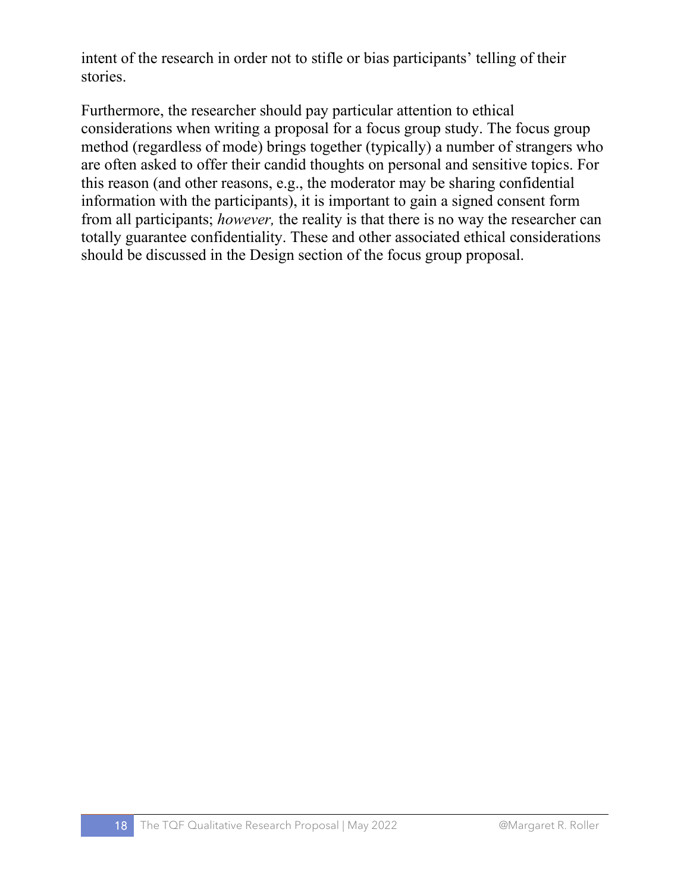intent of the research in order not to stifle or bias participants' telling of their stories.

Furthermore, the researcher should pay particular attention to ethical considerations when writing a proposal for a focus group study. The focus group method (regardless of mode) brings together (typically) a number of strangers who are often asked to offer their candid thoughts on personal and sensitive topics. For this reason (and other reasons, e.g., the moderator may be sharing confidential information with the participants), it is important to gain a signed consent form from all participants; *however,* the reality is that there is no way the researcher can totally guarantee confidentiality. These and other associated ethical considerations should be discussed in the Design section of the focus group proposal.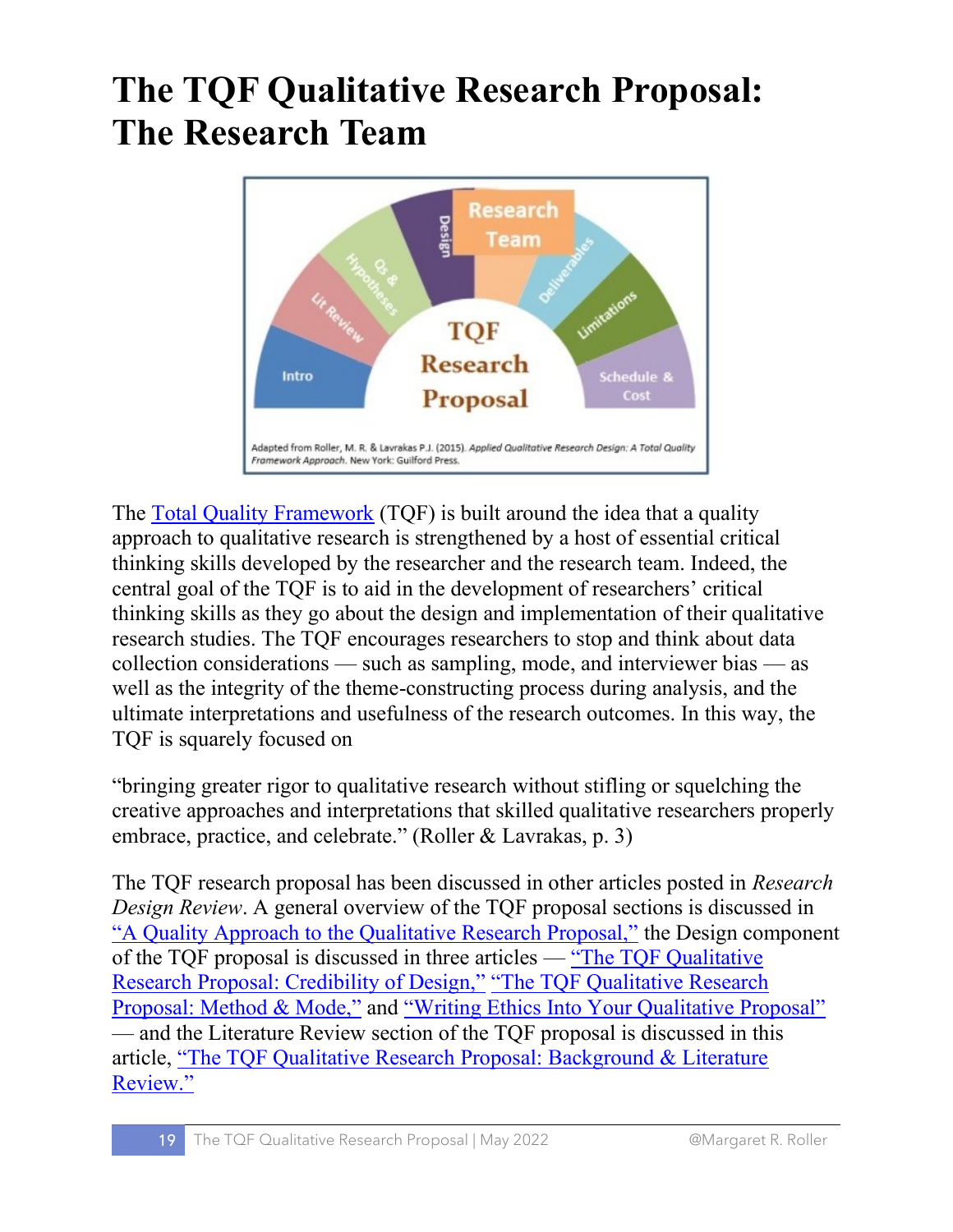# The TQF Qualitative Research Proposal: The Research Team

Adapted from Roller, M. R. & Lavrakas P.J. (2015). *Applied Qualitative Research Design: A Total Quality Framework Approach*. New York: Guilford Press.

The [Total Quality Framework](#) (TQF) is built around the idea that a quality approach to qualitative research is strengthened by a host of essential critical thinking skills developed by the researcher and the research team. Indeed, the central goal of the TQF is to aid in the development of researchers' critical thinking skills as they go about the design and implementation of their qualitative research studies. The TQF encourages researchers to stop and think about data collection considerations — such as sampling, mode, and interviewer bias — as well as the integrity of the theme-constructing process during analysis, and the ultimate interpretations and usefulness of the research outcomes. In this way, the TQF is squarely focused on

"bringing greater rigor to qualitative research without stifling or squelching the creative approaches and interpretations that skilled qualitative researchers properly embrace, practice, and celebrate." (Roller & Lavrakas, p. 3)

The TQF research proposal has been discussed in other articles posted in *Research Design Review*. A general overview of the TQF proposal sections is discussed in "A Quality Approach to the Qualitative Research Proposal," the Design component of the TQF proposal is discussed in three articles — "The TQF Qualitative Research Proposal: Credibility of Design," "The TQF Qualitative Research Proposal: Method & Mode," and "Writing Ethics Into Your Qualitative Proposal" — and the Literature Review section of the TQF proposal is discussed in this article, "The TQF Qualitative Research Proposal: Background & Literature Review."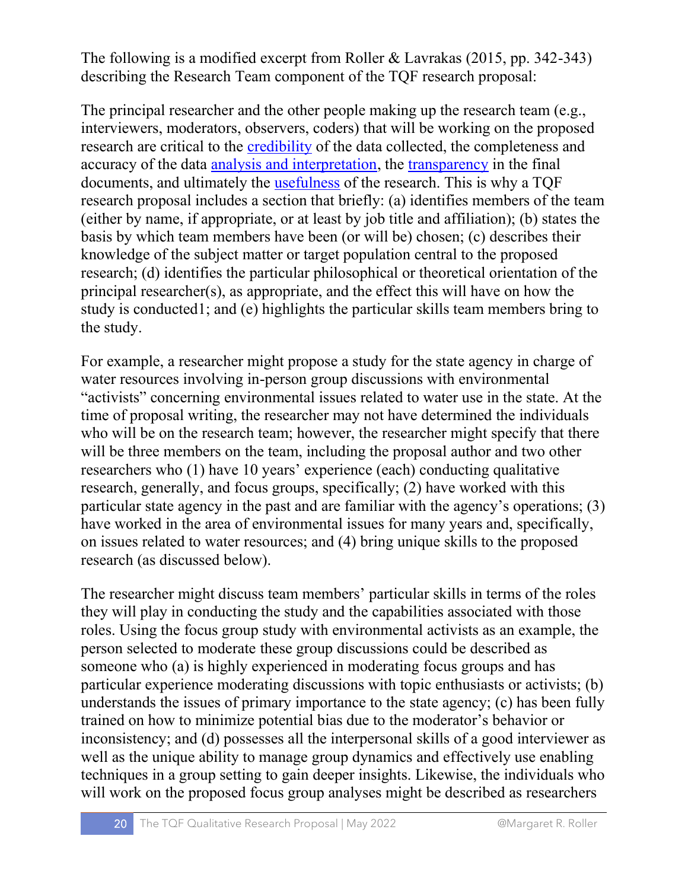The following is a modified excerpt from Roller & Lavrakas (2015, pp. 342-343) describing the Research Team component of the TQF research proposal:

The principal researcher and the other people making up the research team (e.g., interviewers, moderators, observers, coders) that will be working on the proposed research are critical to the credibility of the data collected, the completeness and accuracy of the data analysis and interpretation, the transparency in the final documents, and ultimately the usefulness of the research. This is why a TQF research proposal includes a section that briefly: (a) identifies members of the team (either by name, if appropriate, or at least by job title and affiliation); (b) states the basis by which team members have been (or will be) chosen; (c) describes their knowledge of the subject matter or target population central to the proposed research; (d) identifies the particular philosophical or theoretical orientation of the principal researcher(s), as appropriate, and the effect this will have on how the study is conducted[1]; and (e) highlights the particular skills team members bring to the study.

For example, a researcher might propose a study for the state agency in charge of water resources involving in-person group discussions with environmental "activists" concerning environmental issues related to water use in the state. At the time of proposal writing, the researcher may not have determined the individuals who will be on the research team; however, the researcher might specify that there will be three members on the team, including the proposal author and two other researchers who (1) have 10 years' experience (each) conducting qualitative research, generally, and focus groups, specifically; (2) have worked with this particular state agency in the past and are familiar with the agency's operations; (3) have worked in the area of environmental issues for many years and, specifically, on issues related to water resources; and (4) bring unique skills to the proposed research (as discussed below).

The researcher might discuss team members' particular skills in terms of the roles they will play in conducting the study and the capabilities associated with those roles. Using the focus group study with environmental activists as an example, the person selected to moderate these group discussions could be described as someone who (a) is highly experienced in moderating focus groups and has particular experience moderating discussions with topic enthusiasts or activists; (b) understands the issues of primary importance to the state agency; (c) has been fully trained on how to minimize potential bias due to the moderator's behavior or inconsistency; and (d) possesses all the interpersonal skills of a good interviewer as well as the unique ability to manage group dynamics and effectively use enabling techniques in a group setting to gain deeper insights. Likewise, the individuals who will work on the proposed focus group analyses might be described as researchers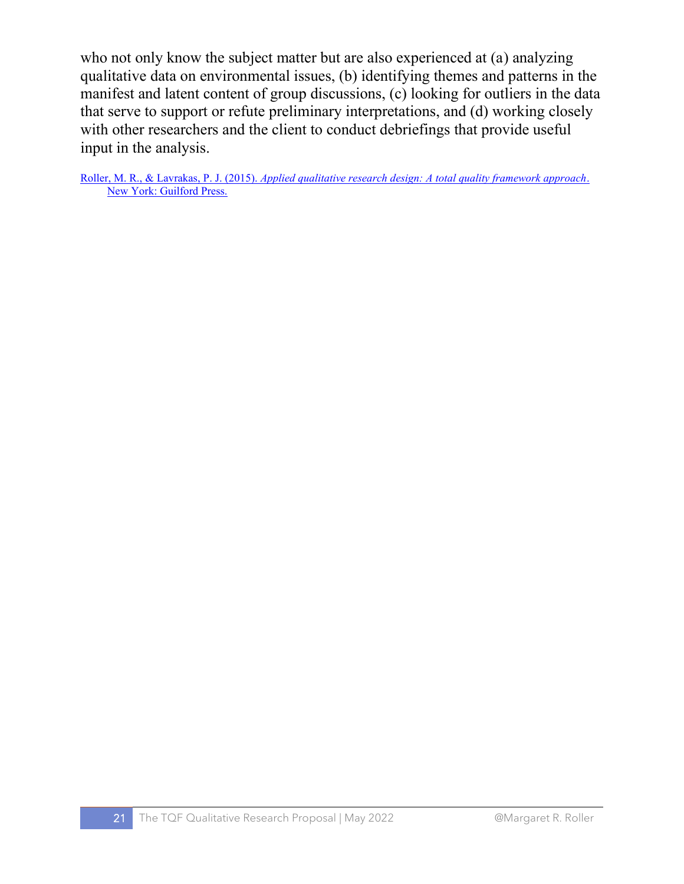who not only know the subject matter but are also experienced at (a) analyzing qualitative data on environmental issues, (b) identifying themes and patterns in the manifest and latent content of group discussions, (c) looking for outliers in the data that serve to support or refute preliminary interpretations, and (d) working closely with other researchers and the client to conduct debriefings that provide useful input in the analysis.

Roller, M. R., & Lavrakas, P. J. (2015). *Applied qualitative research design: A total quality framework approach*. New York: Guilford Press.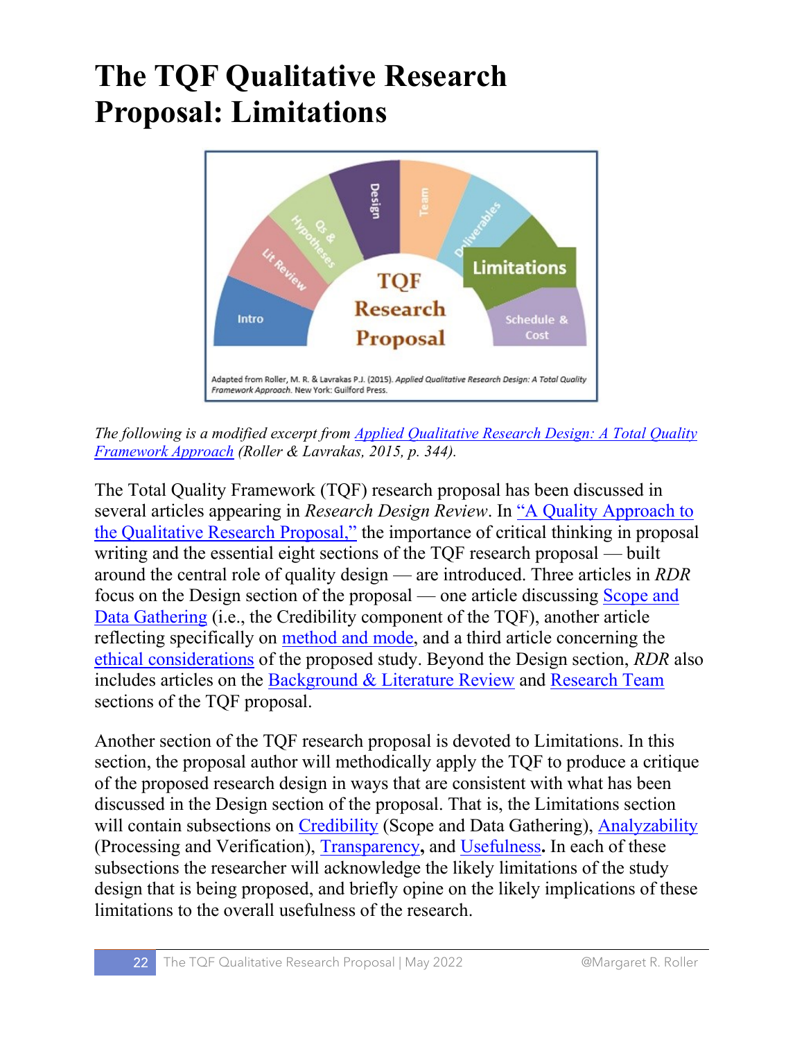# The TQF Qualitative Research Proposal: Limitations

*The following is a modified excerpt from Applied Qualitative Research Design: A Total Quality Framework Approach (Roller & Lavrakas, 2015, p. 344).*

The Total Quality Framework (TQF) research proposal has been discussed in several articles appearing in *Research Design Review*. In "A Quality Approach to the Qualitative Research Proposal," the importance of critical thinking in proposal writing and the essential eight sections of the TQF research proposal — built around the central role of quality design — are introduced. Three articles in *RDR* focus on the Design section of the proposal — one article discussing Scope and Data Gathering (i.e., the Credibility component of the TQF), another article reflecting specifically on method and mode, and a third article concerning the ethical considerations of the proposed study. Beyond the Design section, *RDR* also includes articles on the Background & Literature Review and Research Team sections of the TQF proposal.

Another section of the TQF research proposal is devoted to Limitations. In this section, the proposal author will methodically apply the TQF to produce a critique of the proposed research design in ways that are consistent with what has been discussed in the Design section of the proposal. That is, the Limitations section will contain subsections on Credibility (Scope and Data Gathering), Analyzability (Processing and Verification), Transparency, and Usefulness**.** In each of these subsections the researcher will acknowledge the likely limitations of the study design that is being proposed, and briefly opine on the likely implications of these limitations to the overall usefulness of the research.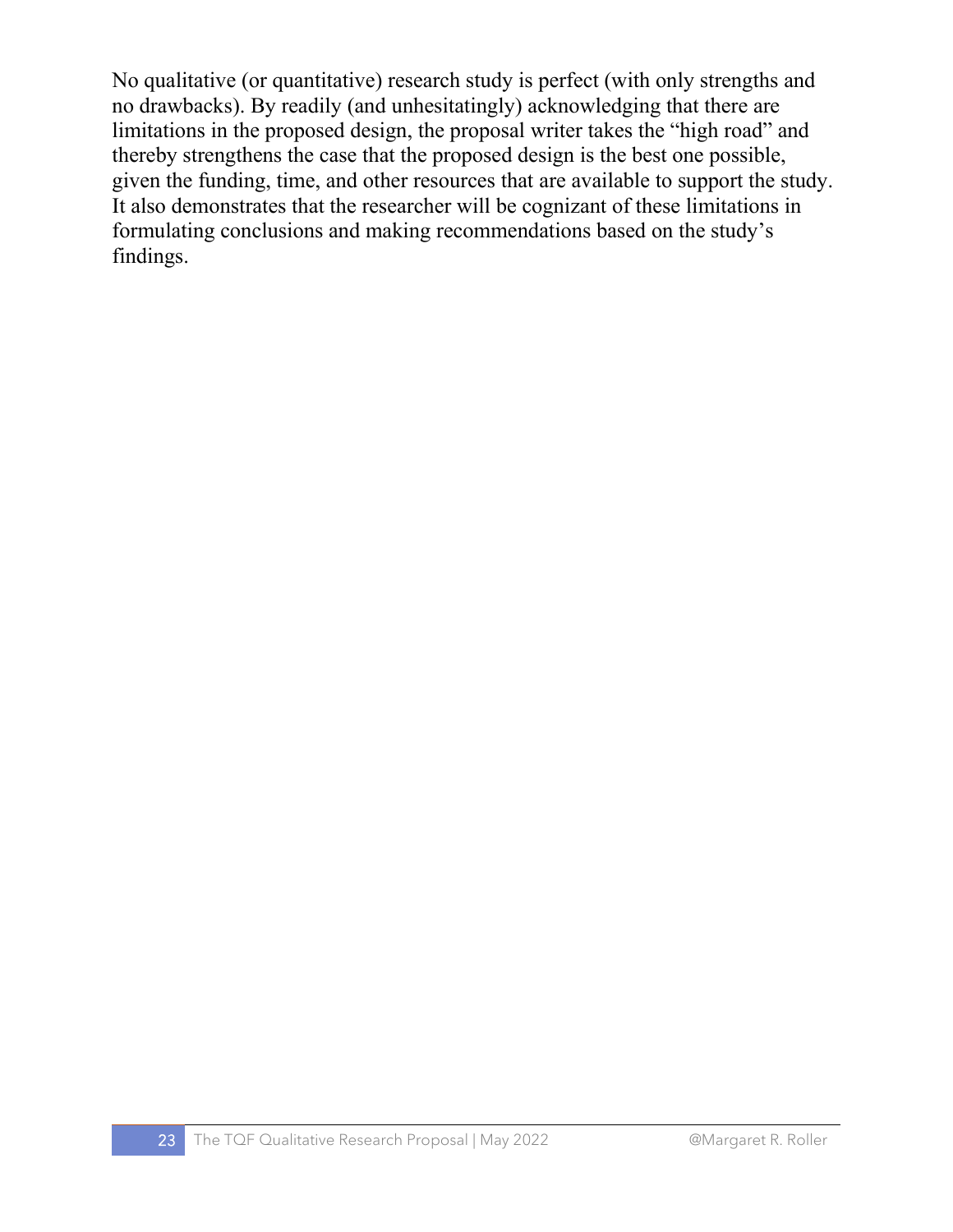No qualitative (or quantitative) research study is perfect (with only strengths and no drawbacks). By readily (and unhesitatingly) acknowledging that there are limitations in the proposed design, the proposal writer takes the "high road" and thereby strengthens the case that the proposed design is the best one possible, given the funding, time, and other resources that are available to support the study. It also demonstrates that the researcher will be cognizant of these limitations in formulating conclusions and making recommendations based on the study's findings.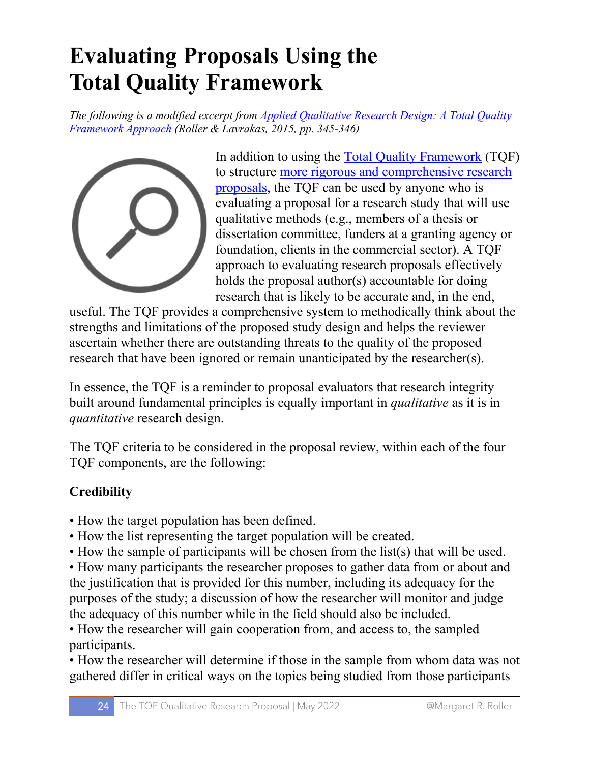# Evaluating Proposals Using the Total Quality Framework

*The following is a modified excerpt from [Applied Qualitative Research Design: A Total Quality Framework Approach](#) (Roller & Lavrakas, 2015, pp. 345-346)*

In addition to using the [Total Quality Framework](#) (TQF) to structure [more rigorous and comprehensive research proposals](#), the TQF can be used by anyone who is evaluating a proposal for a research study that will use qualitative methods (e.g., members of a thesis or dissertation committee, funders at a granting agency or foundation, clients in the commercial sector). A TQF approach to evaluating research proposals effectively holds the proposal author(s) accountable for doing research that is likely to be accurate and, in the end, useful. The TQF provides a comprehensive system to methodically think about the strengths and limitations of the proposed study design and helps the reviewer ascertain whether there are outstanding threats to the quality of the proposed research that have been ignored or remain unanticipated by the researcher(s).

In essence, the TQF is a reminder to proposal evaluators that research integrity built around fundamental principles is equally important in *qualitative* as it is in *quantitative* research design.

The TQF criteria to be considered in the proposal review, within each of the four TQF components, are the following:

**Credibility**

- How the target population has been defined.
- How the list representing the target population will be created.
- How the sample of participants will be chosen from the list(s) that will be used.
- How many participants the researcher proposes to gather data from or about and the justification that is provided for this number, including its adequacy for the purposes of the study; a discussion of how the researcher will monitor and judge the adequacy of this number while in the field should also be included.
- How the researcher will gain cooperation from, and access to, the sampled participants.
- How the researcher will determine if those in the sample from whom data was not gathered differ in critical ways on the topics being studied from those participants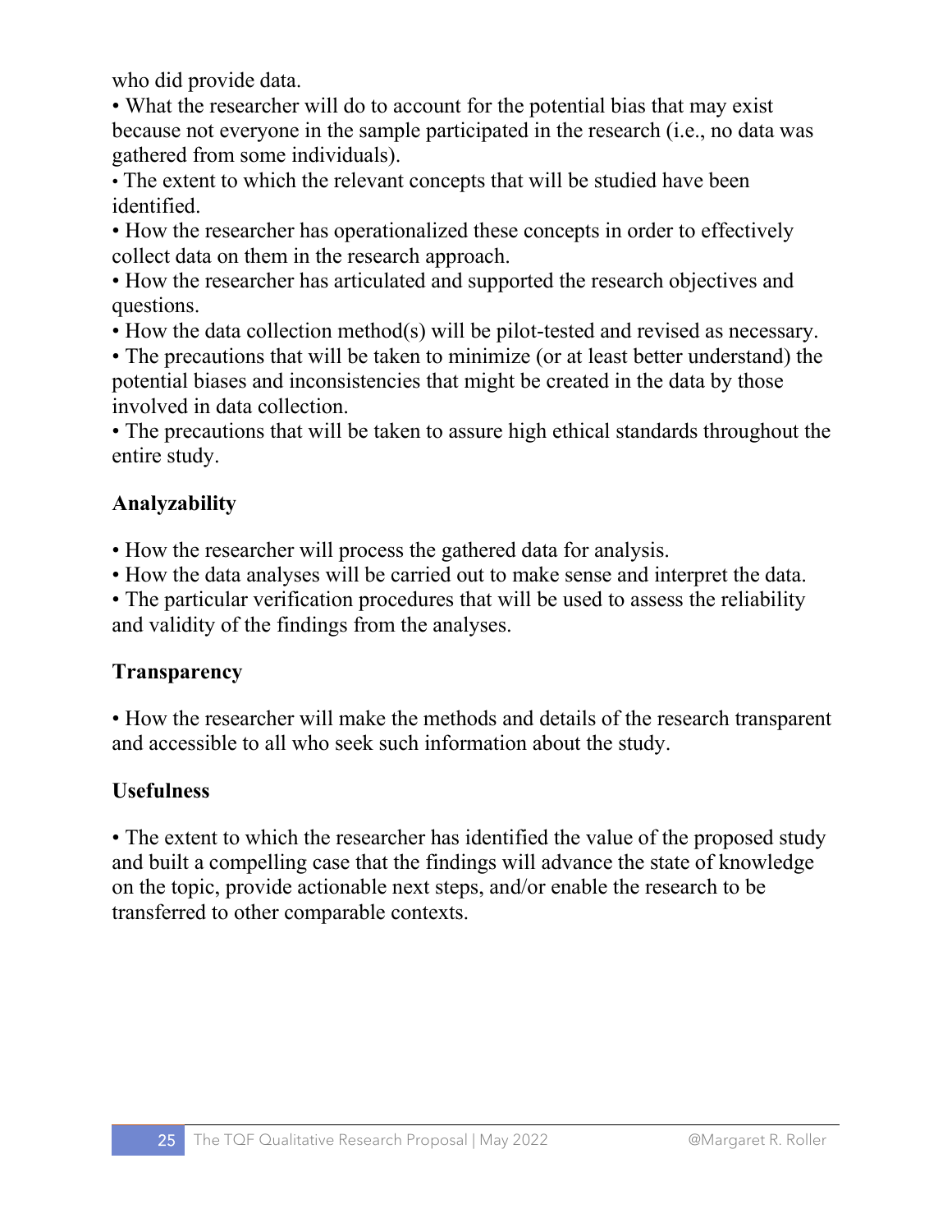who did provide data.

- What the researcher will do to account for the potential bias that may exist because not everyone in the sample participated in the research (i.e., no data was gathered from some individuals).
- The extent to which the relevant concepts that will be studied have been identified.
- How the researcher has operationalized these concepts in order to effectively collect data on them in the research approach.
- How the researcher has articulated and supported the research objectives and questions.
- How the data collection method(s) will be pilot-tested and revised as necessary.
- The precautions that will be taken to minimize (or at least better understand) the potential biases and inconsistencies that might be created in the data by those involved in data collection.
- The precautions that will be taken to assure high ethical standards throughout the entire study.

**Analyzability**

- How the researcher will process the gathered data for analysis.
- How the data analyses will be carried out to make sense and interpret the data.
- The particular verification procedures that will be used to assess the reliability and validity of the findings from the analyses.

**Transparency**

- How the researcher will make the methods and details of the research transparent and accessible to all who seek such information about the study.

**Usefulness**

- The extent to which the researcher has identified the value of the proposed study and built a compelling case that the findings will advance the state of knowledge on the topic, provide actionable next steps, and/or enable the research to be transferred to other comparable contexts.